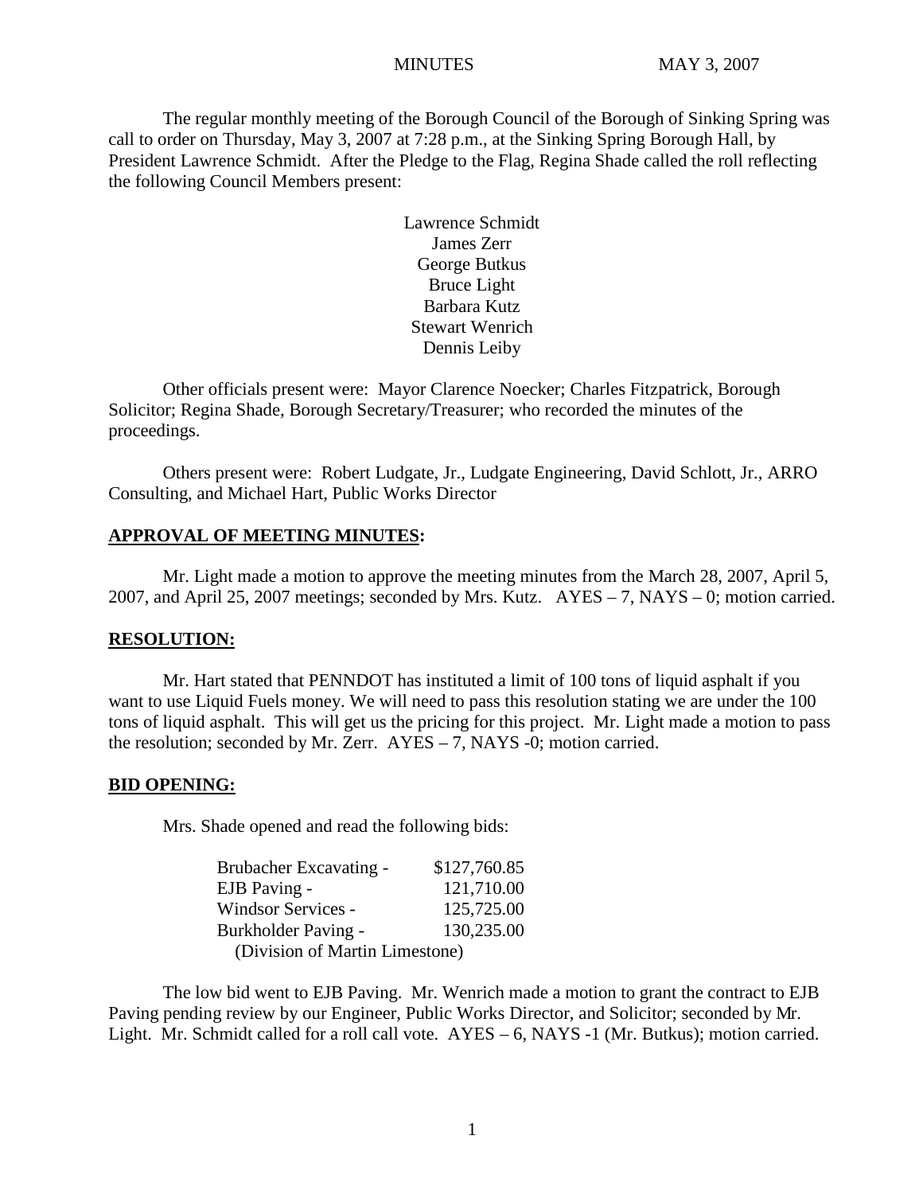MINUTES MAY 3, 2007

The regular monthly meeting of the Borough Council of the Borough of Sinking Spring was call to order on Thursday, May 3, 2007 at 7:28 p.m., at the Sinking Spring Borough Hall, by President Lawrence Schmidt. After the Pledge to the Flag, Regina Shade called the roll reflecting the following Council Members present:

Lawrence Schmidt
James Zerr
George Butkus
Bruce Light
Barbara Kutz
Stewart Wenrich
Dennis Leiby

Other officials present were: Mayor Clarence Noecker; Charles Fitzpatrick, Borough Solicitor; Regina Shade, Borough Secretary/Treasurer; who recorded the minutes of the proceedings.

Others present were: Robert Ludgate, Jr., Ludgate Engineering, David Schlott, Jr., ARRO Consulting, and Michael Hart, Public Works Director

## APPROVAL OF MEETING MINUTES:

Mr. Light made a motion to approve the meeting minutes from the March 28, 2007, April 5, 2007, and April 25, 2007 meetings; seconded by Mrs. Kutz. AYES – 7, NAYS – 0; motion carried.

## RESOLUTION:

Mr. Hart stated that PENNDOT has instituted a limit of 100 tons of liquid asphalt if you want to use Liquid Fuels money. We will need to pass this resolution stating we are under the 100 tons of liquid asphalt. This will get us the pricing for this project. Mr. Light made a motion to pass the resolution; seconded by Mr. Zerr. AYES – 7, NAYS -0; motion carried.

## BID OPENING:

Mrs. Shade opened and read the following bids:

| | |
|---|---|
| Brubacher Excavating - | $127,760.85 |
| EJB Paving - | 121,710.00 |
| Windsor Services - | 125,725.00 |
| Burkholder Paving - | 130,235.00 |
| (Division of Martin Limestone) | |

The low bid went to EJB Paving. Mr. Wenrich made a motion to grant the contract to EJB Paving pending review by our Engineer, Public Works Director, and Solicitor; seconded by Mr. Light. Mr. Schmidt called for a roll call vote. AYES – 6, NAYS -1 (Mr. Butkus); motion carried.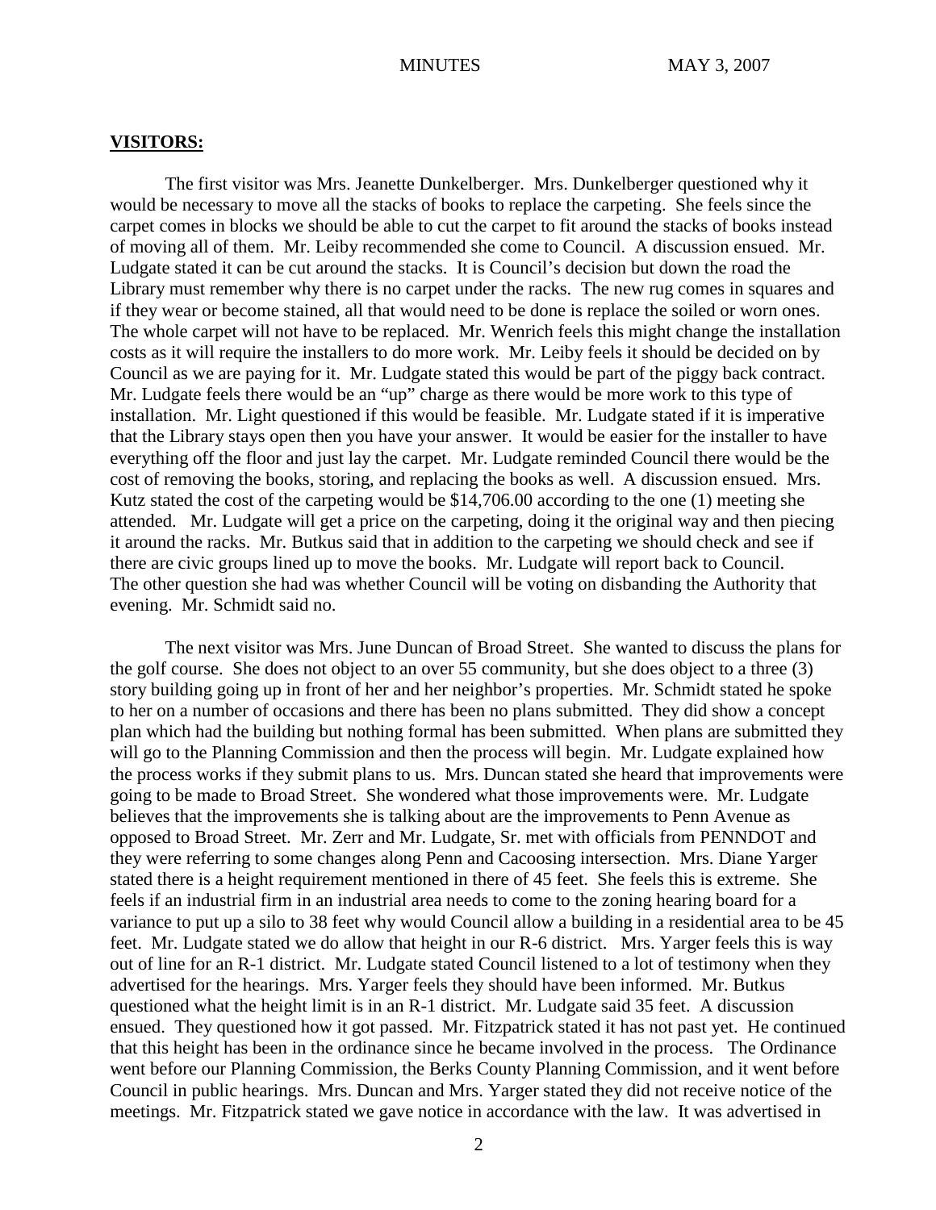## VISITORS:

The first visitor was Mrs. Jeanette Dunkelberger. Mrs. Dunkelberger questioned why it would be necessary to move all the stacks of books to replace the carpeting. She feels since the carpet comes in blocks we should be able to cut the carpet to fit around the stacks of books instead of moving all of them. Mr. Leiby recommended she come to Council. A discussion ensued. Mr. Ludgate stated it can be cut around the stacks. It is Council's decision but down the road the Library must remember why there is no carpet under the racks. The new rug comes in squares and if they wear or become stained, all that would need to be done is replace the soiled or worn ones. The whole carpet will not have to be replaced. Mr. Wenrich feels this might change the installation costs as it will require the installers to do more work. Mr. Leiby feels it should be decided on by Council as we are paying for it. Mr. Ludgate stated this would be part of the piggy back contract. Mr. Ludgate feels there would be an "up" charge as there would be more work to this type of installation. Mr. Light questioned if this would be feasible. Mr. Ludgate stated if it is imperative that the Library stays open then you have your answer. It would be easier for the installer to have everything off the floor and just lay the carpet. Mr. Ludgate reminded Council there would be the cost of removing the books, storing, and replacing the books as well. A discussion ensued. Mrs. Kutz stated the cost of the carpeting would be $14,706.00 according to the one (1) meeting she attended. Mr. Ludgate will get a price on the carpeting, doing it the original way and then piecing it around the racks. Mr. Butkus said that in addition to the carpeting we should check and see if there are civic groups lined up to move the books. Mr. Ludgate will report back to Council. The other question she had was whether Council will be voting on disbanding the Authority that evening. Mr. Schmidt said no.

The next visitor was Mrs. June Duncan of Broad Street. She wanted to discuss the plans for the golf course. She does not object to an over 55 community, but she does object to a three (3) story building going up in front of her and her neighbor's properties. Mr. Schmidt stated he spoke to her on a number of occasions and there has been no plans submitted. They did show a concept plan which had the building but nothing formal has been submitted. When plans are submitted they will go to the Planning Commission and then the process will begin. Mr. Ludgate explained how the process works if they submit plans to us. Mrs. Duncan stated she heard that improvements were going to be made to Broad Street. She wondered what those improvements were. Mr. Ludgate believes that the improvements she is talking about are the improvements to Penn Avenue as opposed to Broad Street. Mr. Zerr and Mr. Ludgate, Sr. met with officials from PENNDOT and they were referring to some changes along Penn and Cacoosing intersection. Mrs. Diane Yarger stated there is a height requirement mentioned in there of 45 feet. She feels this is extreme. She feels if an industrial firm in an industrial area needs to come to the zoning hearing board for a variance to put up a silo to 38 feet why would Council allow a building in a residential area to be 45 feet. Mr. Ludgate stated we do allow that height in our R-6 district. Mrs. Yarger feels this is way out of line for an R-1 district. Mr. Ludgate stated Council listened to a lot of testimony when they advertised for the hearings. Mrs. Yarger feels they should have been informed. Mr. Butkus questioned what the height limit is in an R-1 district. Mr. Ludgate said 35 feet. A discussion ensued. They questioned how it got passed. Mr. Fitzpatrick stated it has not past yet. He continued that this height has been in the ordinance since he became involved in the process. The Ordinance went before our Planning Commission, the Berks County Planning Commission, and it went before Council in public hearings. Mrs. Duncan and Mrs. Yarger stated they did not receive notice of the meetings. Mr. Fitzpatrick stated we gave notice in accordance with the law. It was advertised in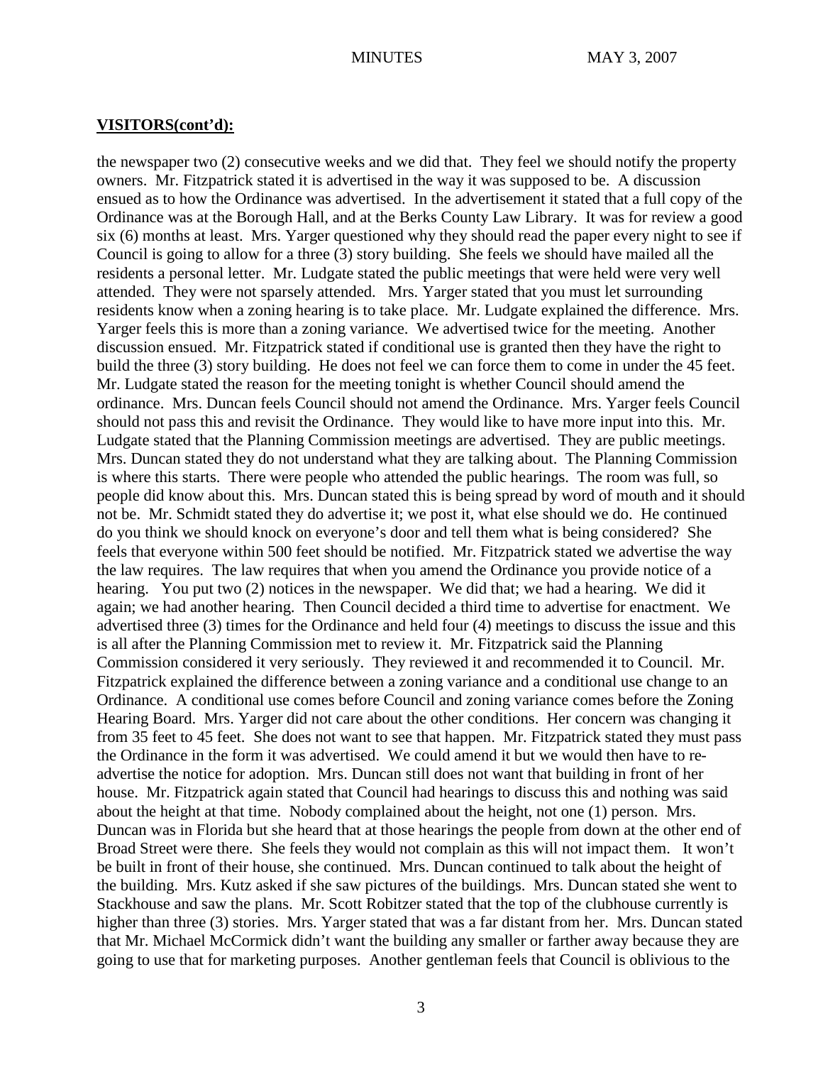## VISITORS(cont'd):

the newspaper two (2) consecutive weeks and we did that. They feel we should notify the property owners. Mr. Fitzpatrick stated it is advertised in the way it was supposed to be. A discussion ensued as to how the Ordinance was advertised. In the advertisement it stated that a full copy of the Ordinance was at the Borough Hall, and at the Berks County Law Library. It was for review a good six (6) months at least. Mrs. Yarger questioned why they should read the paper every night to see if Council is going to allow for a three (3) story building. She feels we should have mailed all the residents a personal letter. Mr. Ludgate stated the public meetings that were held were very well attended. They were not sparsely attended. Mrs. Yarger stated that you must let surrounding residents know when a zoning hearing is to take place. Mr. Ludgate explained the difference. Mrs. Yarger feels this is more than a zoning variance. We advertised twice for the meeting. Another discussion ensued. Mr. Fitzpatrick stated if conditional use is granted then they have the right to build the three (3) story building. He does not feel we can force them to come in under the 45 feet. Mr. Ludgate stated the reason for the meeting tonight is whether Council should amend the ordinance. Mrs. Duncan feels Council should not amend the Ordinance. Mrs. Yarger feels Council should not pass this and revisit the Ordinance. They would like to have more input into this. Mr. Ludgate stated that the Planning Commission meetings are advertised. They are public meetings. Mrs. Duncan stated they do not understand what they are talking about. The Planning Commission is where this starts. There were people who attended the public hearings. The room was full, so people did know about this. Mrs. Duncan stated this is being spread by word of mouth and it should not be. Mr. Schmidt stated they do advertise it; we post it, what else should we do. He continued do you think we should knock on everyone's door and tell them what is being considered? She feels that everyone within 500 feet should be notified. Mr. Fitzpatrick stated we advertise the way the law requires. The law requires that when you amend the Ordinance you provide notice of a hearing. You put two (2) notices in the newspaper. We did that; we had a hearing. We did it again; we had another hearing. Then Council decided a third time to advertise for enactment. We advertised three (3) times for the Ordinance and held four (4) meetings to discuss the issue and this is all after the Planning Commission met to review it. Mr. Fitzpatrick said the Planning Commission considered it very seriously. They reviewed it and recommended it to Council. Mr. Fitzpatrick explained the difference between a zoning variance and a conditional use change to an Ordinance. A conditional use comes before Council and zoning variance comes before the Zoning Hearing Board. Mrs. Yarger did not care about the other conditions. Her concern was changing it from 35 feet to 45 feet. She does not want to see that happen. Mr. Fitzpatrick stated they must pass the Ordinance in the form it was advertised. We could amend it but we would then have to re-advertise the notice for adoption. Mrs. Duncan still does not want that building in front of her house. Mr. Fitzpatrick again stated that Council had hearings to discuss this and nothing was said about the height at that time. Nobody complained about the height, not one (1) person. Mrs. Duncan was in Florida but she heard that at those hearings the people from down at the other end of Broad Street were there. She feels they would not complain as this will not impact them. It won't be built in front of their house, she continued. Mrs. Duncan continued to talk about the height of the building. Mrs. Kutz asked if she saw pictures of the buildings. Mrs. Duncan stated she went to Stackhouse and saw the plans. Mr. Scott Robitzer stated that the top of the clubhouse currently is higher than three (3) stories. Mrs. Yarger stated that was a far distant from her. Mrs. Duncan stated that Mr. Michael McCormick didn't want the building any smaller or farther away because they are going to use that for marketing purposes. Another gentleman feels that Council is oblivious to the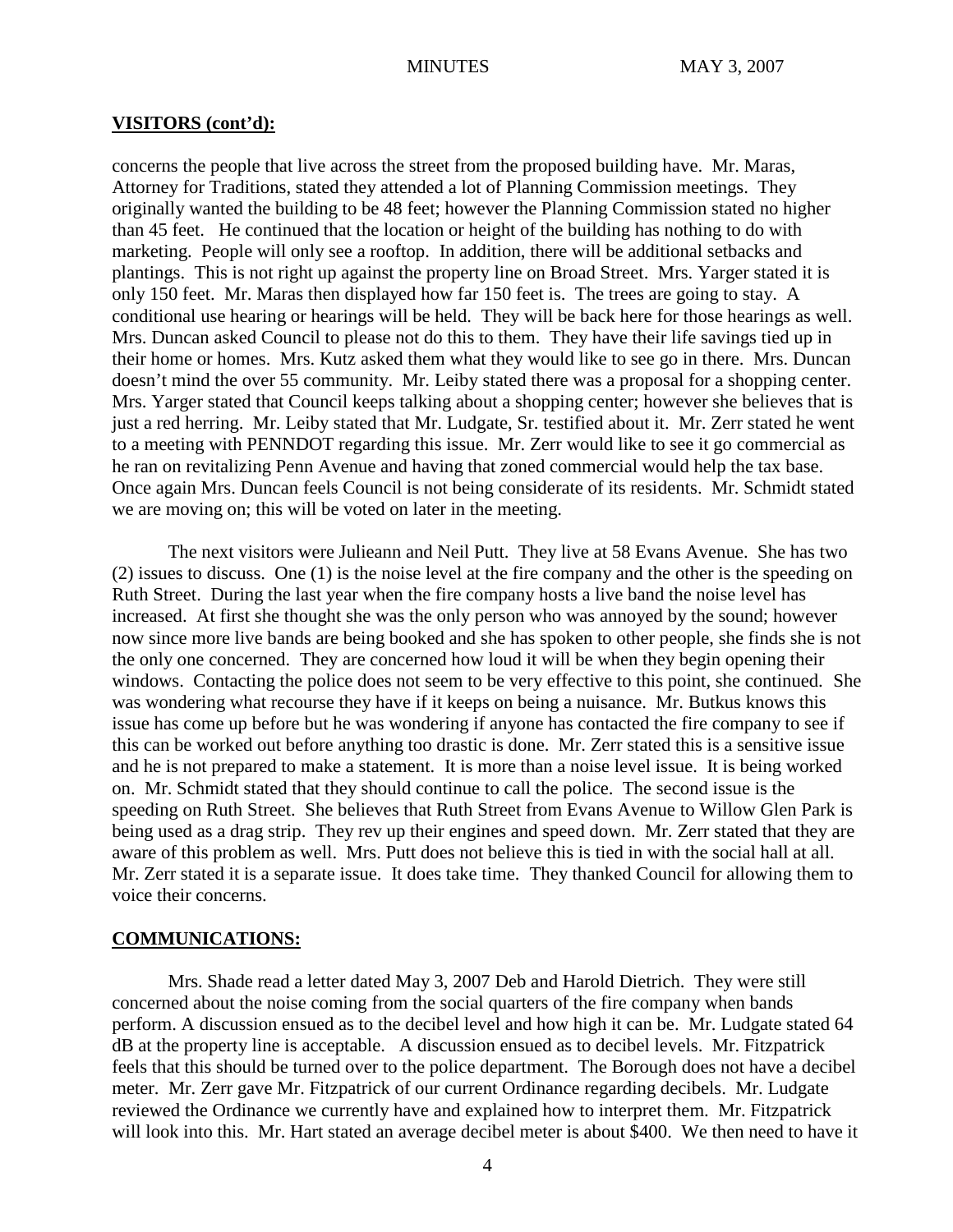## VISITORS (cont'd):

concerns the people that live across the street from the proposed building have. Mr. Maras, Attorney for Traditions, stated they attended a lot of Planning Commission meetings. They originally wanted the building to be 48 feet; however the Planning Commission stated no higher than 45 feet. He continued that the location or height of the building has nothing to do with marketing. People will only see a rooftop. In addition, there will be additional setbacks and plantings. This is not right up against the property line on Broad Street. Mrs. Yarger stated it is only 150 feet. Mr. Maras then displayed how far 150 feet is. The trees are going to stay. A conditional use hearing or hearings will be held. They will be back here for those hearings as well. Mrs. Duncan asked Council to please not do this to them. They have their life savings tied up in their home or homes. Mrs. Kutz asked them what they would like to see go in there. Mrs. Duncan doesn't mind the over 55 community. Mr. Leiby stated there was a proposal for a shopping center. Mrs. Yarger stated that Council keeps talking about a shopping center; however she believes that is just a red herring. Mr. Leiby stated that Mr. Ludgate, Sr. testified about it. Mr. Zerr stated he went to a meeting with PENNDOT regarding this issue. Mr. Zerr would like to see it go commercial as he ran on revitalizing Penn Avenue and having that zoned commercial would help the tax base. Once again Mrs. Duncan feels Council is not being considerate of its residents. Mr. Schmidt stated we are moving on; this will be voted on later in the meeting.

The next visitors were Julieann and Neil Putt. They live at 58 Evans Avenue. She has two (2) issues to discuss. One (1) is the noise level at the fire company and the other is the speeding on Ruth Street. During the last year when the fire company hosts a live band the noise level has increased. At first she thought she was the only person who was annoyed by the sound; however now since more live bands are being booked and she has spoken to other people, she finds she is not the only one concerned. They are concerned how loud it will be when they begin opening their windows. Contacting the police does not seem to be very effective to this point, she continued. She was wondering what recourse they have if it keeps on being a nuisance. Mr. Butkus knows this issue has come up before but he was wondering if anyone has contacted the fire company to see if this can be worked out before anything too drastic is done. Mr. Zerr stated this is a sensitive issue and he is not prepared to make a statement. It is more than a noise level issue. It is being worked on. Mr. Schmidt stated that they should continue to call the police. The second issue is the speeding on Ruth Street. She believes that Ruth Street from Evans Avenue to Willow Glen Park is being used as a drag strip. They rev up their engines and speed down. Mr. Zerr stated that they are aware of this problem as well. Mrs. Putt does not believe this is tied in with the social hall at all. Mr. Zerr stated it is a separate issue. It does take time. They thanked Council for allowing them to voice their concerns.

## COMMUNICATIONS:

Mrs. Shade read a letter dated May 3, 2007 Deb and Harold Dietrich. They were still concerned about the noise coming from the social quarters of the fire company when bands perform. A discussion ensued as to the decibel level and how high it can be. Mr. Ludgate stated 64 dB at the property line is acceptable. A discussion ensued as to decibel levels. Mr. Fitzpatrick feels that this should be turned over to the police department. The Borough does not have a decibel meter. Mr. Zerr gave Mr. Fitzpatrick of our current Ordinance regarding decibels. Mr. Ludgate reviewed the Ordinance we currently have and explained how to interpret them. Mr. Fitzpatrick will look into this. Mr. Hart stated an average decibel meter is about $400. We then need to have it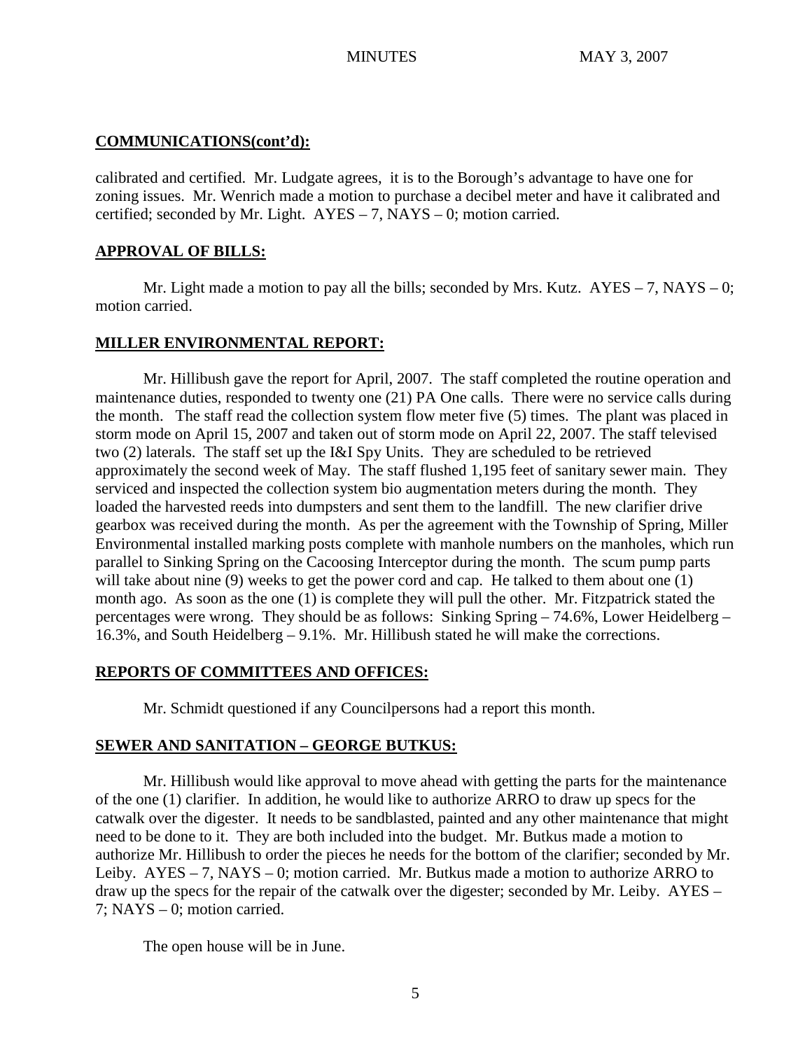**COMMUNICATIONS(cont'd):**

calibrated and certified. Mr. Ludgate agrees, it is to the Borough's advantage to have one for zoning issues. Mr. Wenrich made a motion to purchase a decibel meter and have it calibrated and certified; seconded by Mr. Light. AYES – 7, NAYS – 0; motion carried.

**APPROVAL OF BILLS:**

Mr. Light made a motion to pay all the bills; seconded by Mrs. Kutz. AYES – 7, NAYS – 0; motion carried.

**MILLER ENVIRONMENTAL REPORT:**

Mr. Hillibush gave the report for April, 2007. The staff completed the routine operation and maintenance duties, responded to twenty one (21) PA One calls. There were no service calls during the month. The staff read the collection system flow meter five (5) times. The plant was placed in storm mode on April 15, 2007 and taken out of storm mode on April 22, 2007. The staff televised two (2) laterals. The staff set up the I&I Spy Units. They are scheduled to be retrieved approximately the second week of May. The staff flushed 1,195 feet of sanitary sewer main. They serviced and inspected the collection system bio augmentation meters during the month. They loaded the harvested reeds into dumpsters and sent them to the landfill. The new clarifier drive gearbox was received during the month. As per the agreement with the Township of Spring, Miller Environmental installed marking posts complete with manhole numbers on the manholes, which run parallel to Sinking Spring on the Cacoosing Interceptor during the month. The scum pump parts will take about nine (9) weeks to get the power cord and cap. He talked to them about one (1) month ago. As soon as the one (1) is complete they will pull the other. Mr. Fitzpatrick stated the percentages were wrong. They should be as follows: Sinking Spring – 74.6%, Lower Heidelberg – 16.3%, and South Heidelberg – 9.1%. Mr. Hillibush stated he will make the corrections.

**REPORTS OF COMMITTEES AND OFFICES:**

Mr. Schmidt questioned if any Councilpersons had a report this month.

**SEWER AND SANITATION – GEORGE BUTKUS:**

Mr. Hillibush would like approval to move ahead with getting the parts for the maintenance of the one (1) clarifier. In addition, he would like to authorize ARRO to draw up specs for the catwalk over the digester. It needs to be sandblasted, painted and any other maintenance that might need to be done to it. They are both included into the budget. Mr. Butkus made a motion to authorize Mr. Hillibush to order the pieces he needs for the bottom of the clarifier; seconded by Mr. Leiby. AYES – 7, NAYS – 0; motion carried. Mr. Butkus made a motion to authorize ARRO to draw up the specs for the repair of the catwalk over the digester; seconded by Mr. Leiby. AYES – 7; NAYS – 0; motion carried.

The open house will be in June.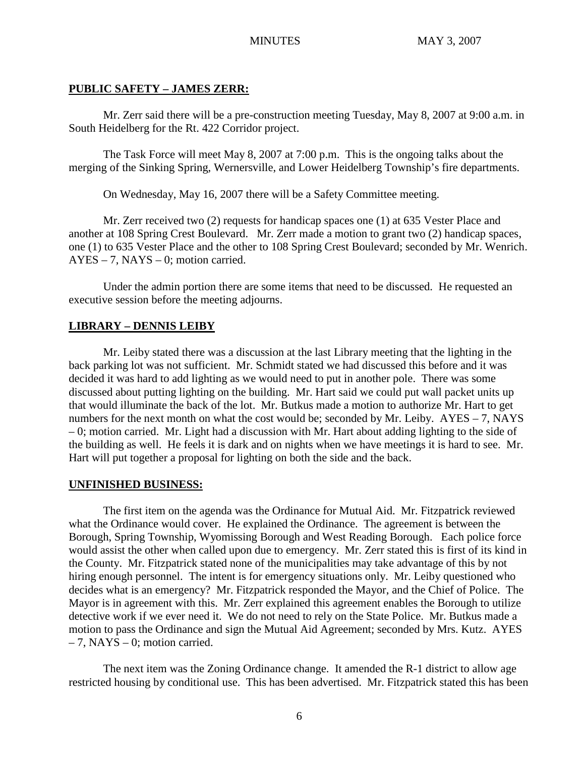**PUBLIC SAFETY – JAMES ZERR:**

Mr. Zerr said there will be a pre-construction meeting Tuesday, May 8, 2007 at 9:00 a.m. in South Heidelberg for the Rt. 422 Corridor project.

The Task Force will meet May 8, 2007 at 7:00 p.m. This is the ongoing talks about the merging of the Sinking Spring, Wernersville, and Lower Heidelberg Township's fire departments.

On Wednesday, May 16, 2007 there will be a Safety Committee meeting.

Mr. Zerr received two (2) requests for handicap spaces one (1) at 635 Vester Place and another at 108 Spring Crest Boulevard. Mr. Zerr made a motion to grant two (2) handicap spaces, one (1) to 635 Vester Place and the other to 108 Spring Crest Boulevard; seconded by Mr. Wenrich. AYES – 7, NAYS – 0; motion carried.

Under the admin portion there are some items that need to be discussed. He requested an executive session before the meeting adjourns.

**LIBRARY – DENNIS LEIBY**

Mr. Leiby stated there was a discussion at the last Library meeting that the lighting in the back parking lot was not sufficient. Mr. Schmidt stated we had discussed this before and it was decided it was hard to add lighting as we would need to put in another pole. There was some discussed about putting lighting on the building. Mr. Hart said we could put wall packet units up that would illuminate the back of the lot. Mr. Butkus made a motion to authorize Mr. Hart to get numbers for the next month on what the cost would be; seconded by Mr. Leiby. AYES – 7, NAYS – 0; motion carried. Mr. Light had a discussion with Mr. Hart about adding lighting to the side of the building as well. He feels it is dark and on nights when we have meetings it is hard to see. Mr. Hart will put together a proposal for lighting on both the side and the back.

**UNFINISHED BUSINESS:**

The first item on the agenda was the Ordinance for Mutual Aid. Mr. Fitzpatrick reviewed what the Ordinance would cover. He explained the Ordinance. The agreement is between the Borough, Spring Township, Wyomissing Borough and West Reading Borough. Each police force would assist the other when called upon due to emergency. Mr. Zerr stated this is first of its kind in the County. Mr. Fitzpatrick stated none of the municipalities may take advantage of this by not hiring enough personnel. The intent is for emergency situations only. Mr. Leiby questioned who decides what is an emergency? Mr. Fitzpatrick responded the Mayor, and the Chief of Police. The Mayor is in agreement with this. Mr. Zerr explained this agreement enables the Borough to utilize detective work if we ever need it. We do not need to rely on the State Police. Mr. Butkus made a motion to pass the Ordinance and sign the Mutual Aid Agreement; seconded by Mrs. Kutz. AYES – 7, NAYS – 0; motion carried.

The next item was the Zoning Ordinance change. It amended the R-1 district to allow age restricted housing by conditional use. This has been advertised. Mr. Fitzpatrick stated this has been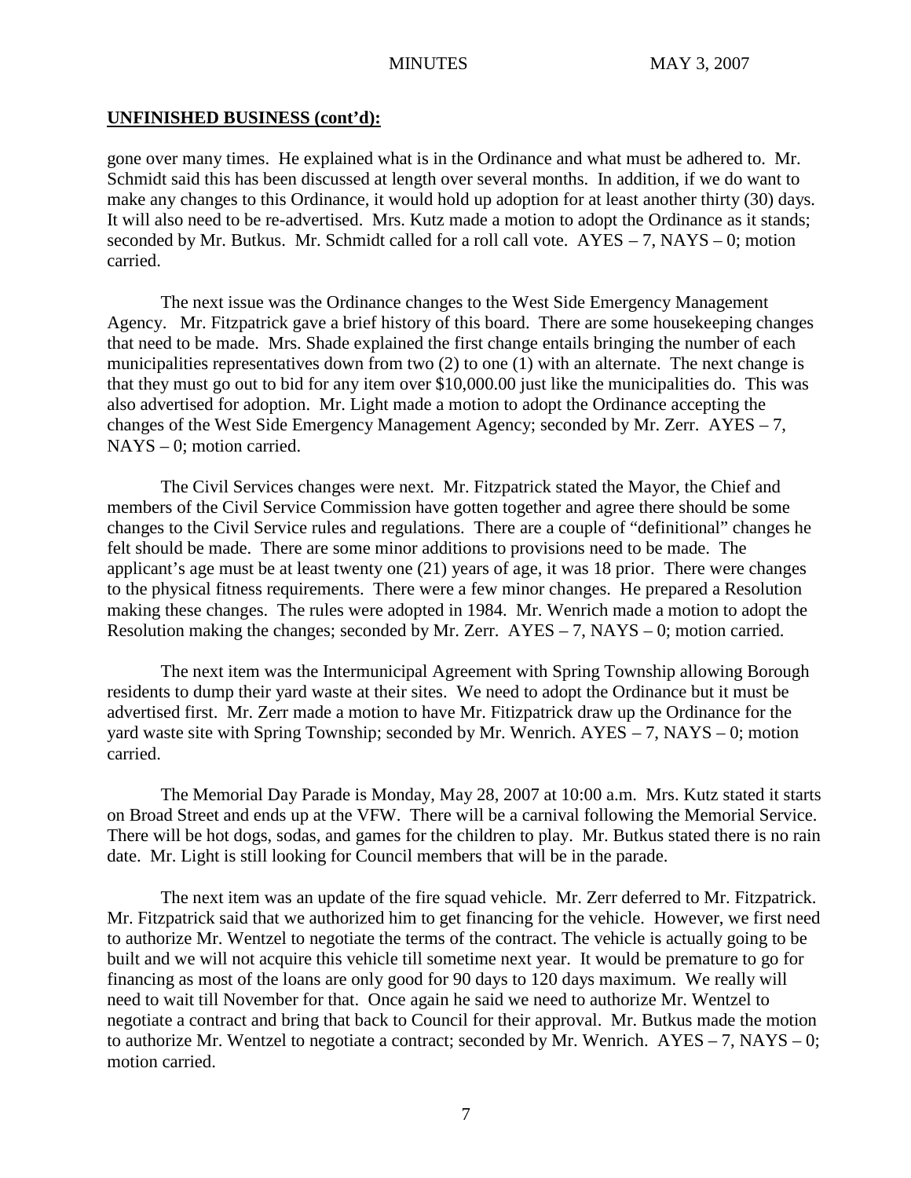**UNFINISHED BUSINESS (cont'd):**

gone over many times. He explained what is in the Ordinance and what must be adhered to. Mr. Schmidt said this has been discussed at length over several months. In addition, if we do want to make any changes to this Ordinance, it would hold up adoption for at least another thirty (30) days. It will also need to be re-advertised. Mrs. Kutz made a motion to adopt the Ordinance as it stands; seconded by Mr. Butkus. Mr. Schmidt called for a roll call vote. AYES – 7, NAYS – 0; motion carried.

The next issue was the Ordinance changes to the West Side Emergency Management Agency. Mr. Fitzpatrick gave a brief history of this board. There are some housekeeping changes that need to be made. Mrs. Shade explained the first change entails bringing the number of each municipalities representatives down from two (2) to one (1) with an alternate. The next change is that they must go out to bid for any item over $10,000.00 just like the municipalities do. This was also advertised for adoption. Mr. Light made a motion to adopt the Ordinance accepting the changes of the West Side Emergency Management Agency; seconded by Mr. Zerr. AYES – 7, NAYS – 0; motion carried.

The Civil Services changes were next. Mr. Fitzpatrick stated the Mayor, the Chief and members of the Civil Service Commission have gotten together and agree there should be some changes to the Civil Service rules and regulations. There are a couple of "definitional" changes he felt should be made. There are some minor additions to provisions need to be made. The applicant's age must be at least twenty one (21) years of age, it was 18 prior. There were changes to the physical fitness requirements. There were a few minor changes. He prepared a Resolution making these changes. The rules were adopted in 1984. Mr. Wenrich made a motion to adopt the Resolution making the changes; seconded by Mr. Zerr. AYES – 7, NAYS – 0; motion carried.

The next item was the Intermunicipal Agreement with Spring Township allowing Borough residents to dump their yard waste at their sites. We need to adopt the Ordinance but it must be advertised first. Mr. Zerr made a motion to have Mr. Fitizpatrick draw up the Ordinance for the yard waste site with Spring Township; seconded by Mr. Wenrich. AYES – 7, NAYS – 0; motion carried.

The Memorial Day Parade is Monday, May 28, 2007 at 10:00 a.m. Mrs. Kutz stated it starts on Broad Street and ends up at the VFW. There will be a carnival following the Memorial Service. There will be hot dogs, sodas, and games for the children to play. Mr. Butkus stated there is no rain date. Mr. Light is still looking for Council members that will be in the parade.

The next item was an update of the fire squad vehicle. Mr. Zerr deferred to Mr. Fitzpatrick. Mr. Fitzpatrick said that we authorized him to get financing for the vehicle. However, we first need to authorize Mr. Wentzel to negotiate the terms of the contract. The vehicle is actually going to be built and we will not acquire this vehicle till sometime next year. It would be premature to go for financing as most of the loans are only good for 90 days to 120 days maximum. We really will need to wait till November for that. Once again he said we need to authorize Mr. Wentzel to negotiate a contract and bring that back to Council for their approval. Mr. Butkus made the motion to authorize Mr. Wentzel to negotiate a contract; seconded by Mr. Wenrich. AYES – 7, NAYS – 0; motion carried.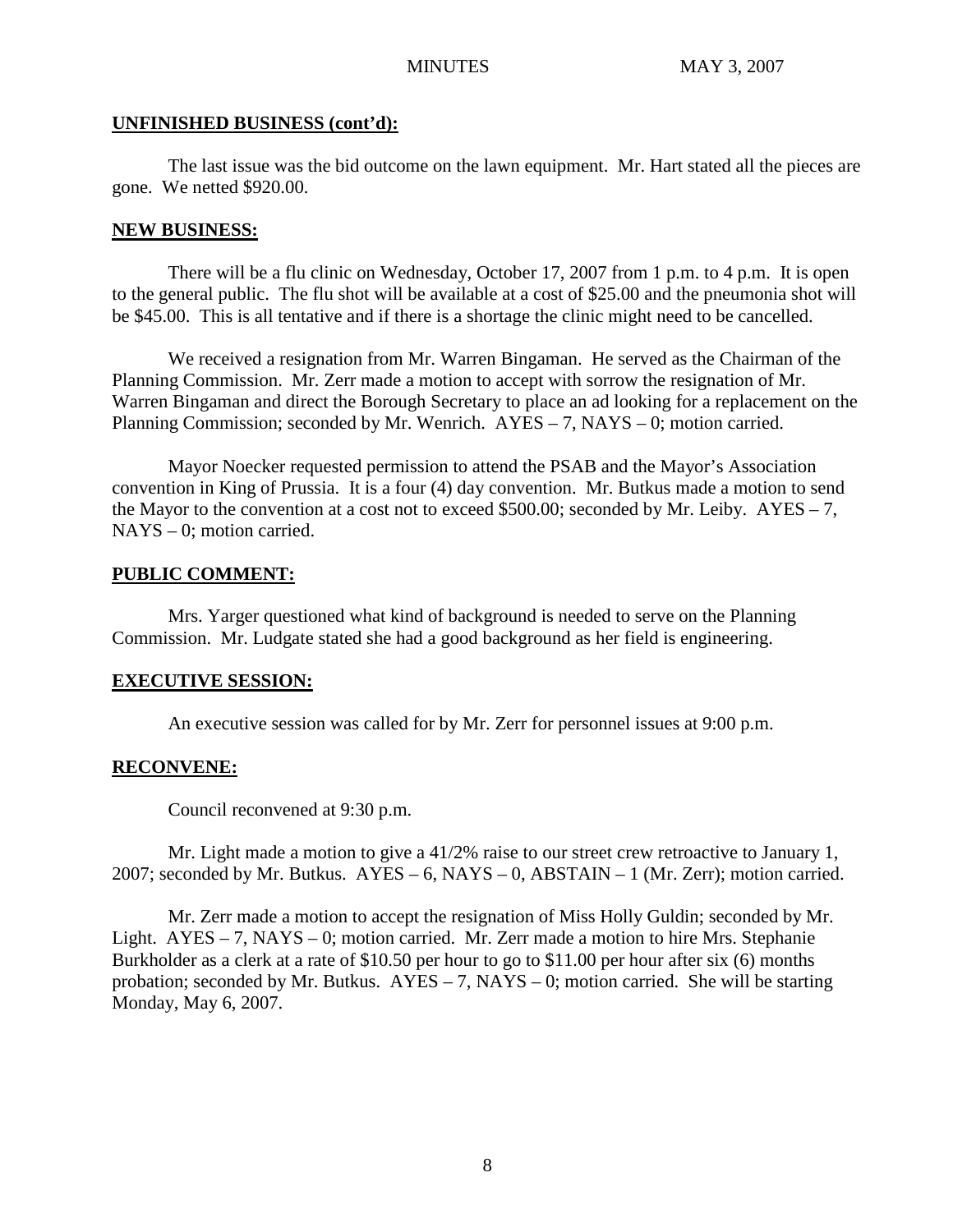**UNFINISHED BUSINESS (cont'd):**

The last issue was the bid outcome on the lawn equipment. Mr. Hart stated all the pieces are gone. We netted $920.00.

**NEW BUSINESS:**

There will be a flu clinic on Wednesday, October 17, 2007 from 1 p.m. to 4 p.m. It is open to the general public. The flu shot will be available at a cost of $25.00 and the pneumonia shot will be $45.00. This is all tentative and if there is a shortage the clinic might need to be cancelled.

We received a resignation from Mr. Warren Bingaman. He served as the Chairman of the Planning Commission. Mr. Zerr made a motion to accept with sorrow the resignation of Mr. Warren Bingaman and direct the Borough Secretary to place an ad looking for a replacement on the Planning Commission; seconded by Mr. Wenrich. AYES – 7, NAYS – 0; motion carried.

Mayor Noecker requested permission to attend the PSAB and the Mayor's Association convention in King of Prussia. It is a four (4) day convention. Mr. Butkus made a motion to send the Mayor to the convention at a cost not to exceed $500.00; seconded by Mr. Leiby. AYES – 7, NAYS – 0; motion carried.

**PUBLIC COMMENT:**

Mrs. Yarger questioned what kind of background is needed to serve on the Planning Commission. Mr. Ludgate stated she had a good background as her field is engineering.

**EXECUTIVE SESSION:**

An executive session was called for by Mr. Zerr for personnel issues at 9:00 p.m.

**RECONVENE:**

Council reconvened at 9:30 p.m.

Mr. Light made a motion to give a 41/2% raise to our street crew retroactive to January 1, 2007; seconded by Mr. Butkus. AYES – 6, NAYS – 0, ABSTAIN – 1 (Mr. Zerr); motion carried.

Mr. Zerr made a motion to accept the resignation of Miss Holly Guldin; seconded by Mr. Light. AYES – 7, NAYS – 0; motion carried. Mr. Zerr made a motion to hire Mrs. Stephanie Burkholder as a clerk at a rate of $10.50 per hour to go to $11.00 per hour after six (6) months probation; seconded by Mr. Butkus. AYES – 7, NAYS – 0; motion carried. She will be starting Monday, May 6, 2007.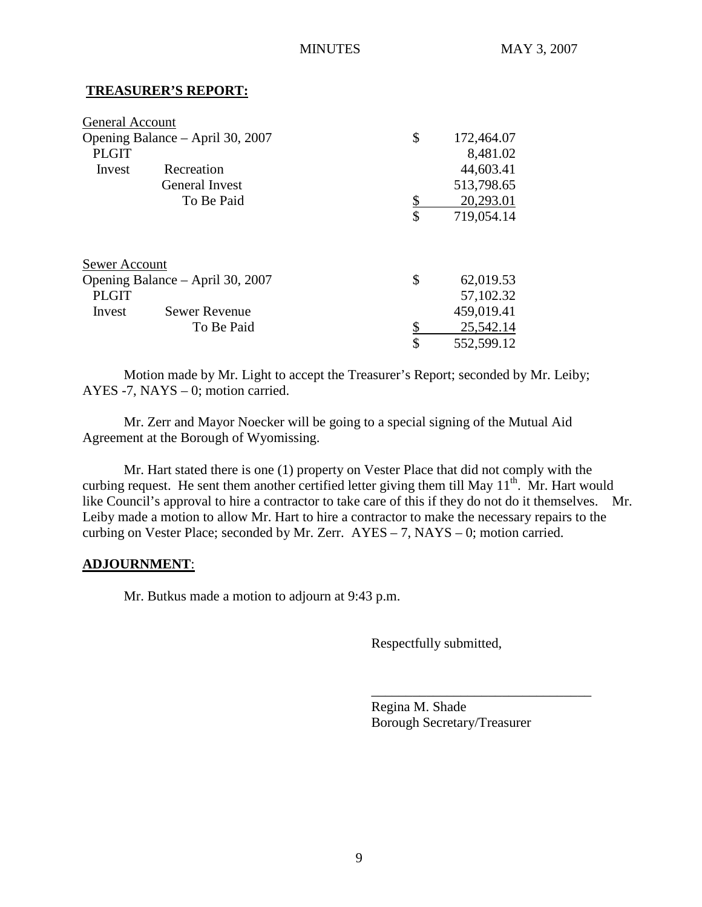## TREASURER'S REPORT:

| | | | |
|---|---|---|---|
| General Account | | | |
| Opening Balance – April 30, 2007 | | $ | 172,464.07 |
| PLGIT | | | 8,481.02 |
| Invest | Recreation | | 44,603.41 |
| | General Invest | | 513,798.65 |
| | To Be Paid | $ | 20,293.01 |
| | | $ | 719,054.14 |
| | | | |
| Sewer Account | | | |
| Opening Balance – April 30, 2007 | | $ | 62,019.53 |
| PLGIT | | | 57,102.32 |
| Invest | Sewer Revenue | | 459,019.41 |
| | To Be Paid | $ | 25,542.14 |
| | | $ | 552,599.12 |

Motion made by Mr. Light to accept the Treasurer's Report; seconded by Mr. Leiby; AYES -7, NAYS – 0; motion carried.

Mr. Zerr and Mayor Noecker will be going to a special signing of the Mutual Aid Agreement at the Borough of Wyomissing.

Mr. Hart stated there is one (1) property on Vester Place that did not comply with the curbing request. He sent them another certified letter giving them till May 11th. Mr. Hart would like Council's approval to hire a contractor to take care of this if they do not do it themselves. Mr. Leiby made a motion to allow Mr. Hart to hire a contractor to make the necessary repairs to the curbing on Vester Place; seconded by Mr. Zerr. AYES – 7, NAYS – 0; motion carried.

## ADJOURNMENT:

Mr. Butkus made a motion to adjourn at 9:43 p.m.

Respectfully submitted,

_________________________________

Regina M. Shade
Borough Secretary/Treasurer